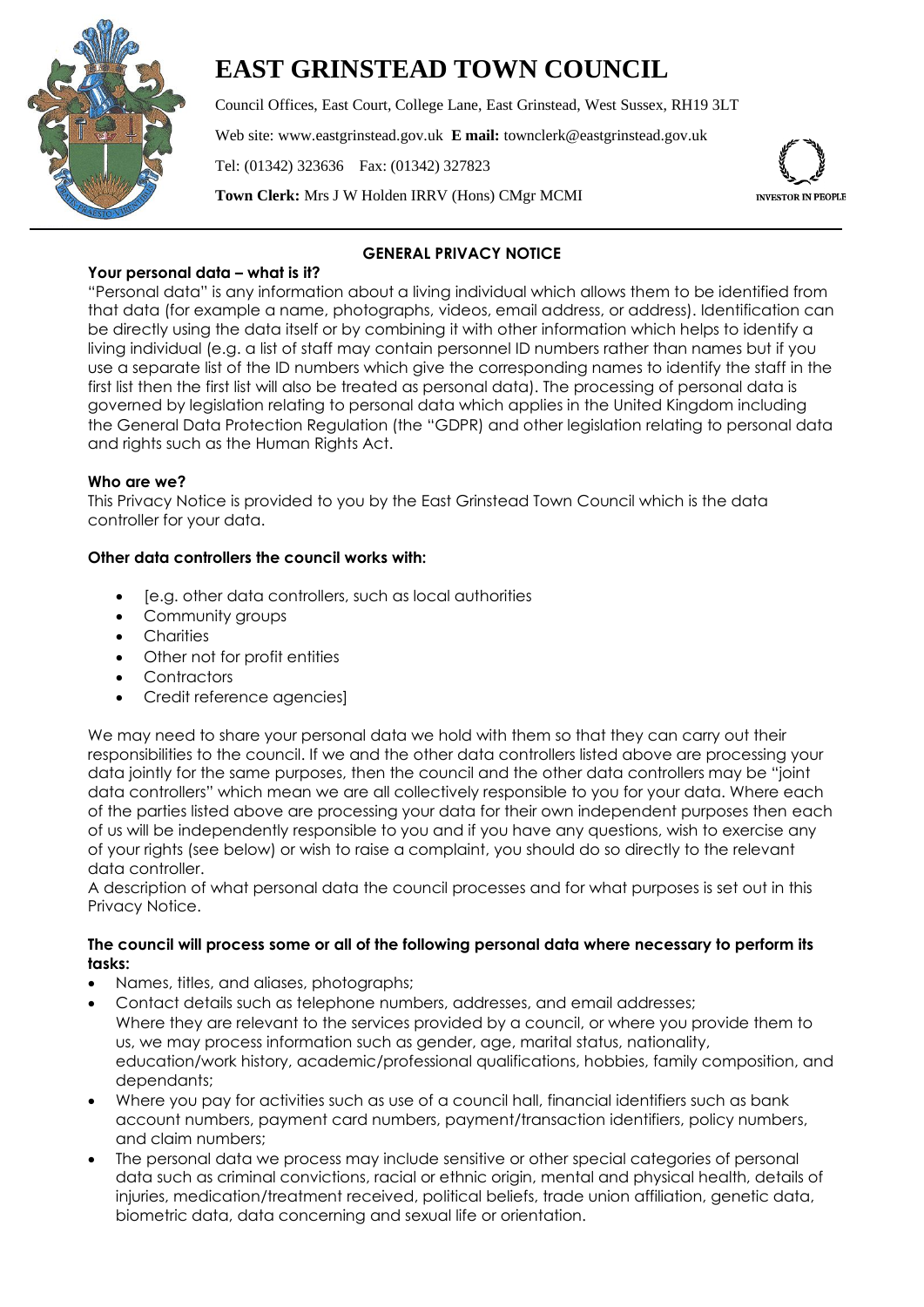# EAST GRINSTEAD TOWN COUNCIL

Council Offices, East Court, College Lane, East Grinstead, West Sussex, RH19 3LT

Web site: www.eastgrinstead.gov.uk **E mail:** townclerk@eastgrinstead.gov.uk

Tel: (01342) 323636 Fax: (01342) 327823

**Town Clerk:** Mrs J W Holden IRRV (Hons) CMgr MCMI

INVESTOR IN PEOPLE

## GENERAL PRIVACY NOTICE

**Your personal data – what is it?**

"Personal data" is any information about a living individual which allows them to be identified from that data (for example a name, photographs, videos, email address, or address). Identification can be directly using the data itself or by combining it with other information which helps to identify a living individual (e.g. a list of staff may contain personnel ID numbers rather than names but if you use a separate list of the ID numbers which give the corresponding names to identify the staff in the first list then the first list will also be treated as personal data). The processing of personal data is governed by legislation relating to personal data which applies in the United Kingdom including the General Data Protection Regulation (the "GDPR) and other legislation relating to personal data and rights such as the Human Rights Act.

**Who are we?**

This Privacy Notice is provided to you by the East Grinstead Town Council which is the data controller for your data.

**Other data controllers the council works with:**

- [e.g. other data controllers, such as local authorities
- Community groups
- Charities
- Other not for profit entities
- Contractors
- Credit reference agencies]

We may need to share your personal data we hold with them so that they can carry out their responsibilities to the council. If we and the other data controllers listed above are processing your data jointly for the same purposes, then the council and the other data controllers may be "joint data controllers" which mean we are all collectively responsible to you for your data. Where each of the parties listed above are processing your data for their own independent purposes then each of us will be independently responsible to you and if you have any questions, wish to exercise any of your rights (see below) or wish to raise a complaint, you should do so directly to the relevant data controller.

A description of what personal data the council processes and for what purposes is set out in this Privacy Notice.

**The council will process some or all of the following personal data where necessary to perform its tasks:**

- Names, titles, and aliases, photographs;
- Contact details such as telephone numbers, addresses, and email addresses;
  Where they are relevant to the services provided by a council, or where you provide them to us, we may process information such as gender, age, marital status, nationality, education/work history, academic/professional qualifications, hobbies, family composition, and dependants;
- Where you pay for activities such as use of a council hall, financial identifiers such as bank account numbers, payment card numbers, payment/transaction identifiers, policy numbers, and claim numbers;
- The personal data we process may include sensitive or other special categories of personal data such as criminal convictions, racial or ethnic origin, mental and physical health, details of injuries, medication/treatment received, political beliefs, trade union affiliation, genetic data, biometric data, data concerning and sexual life or orientation.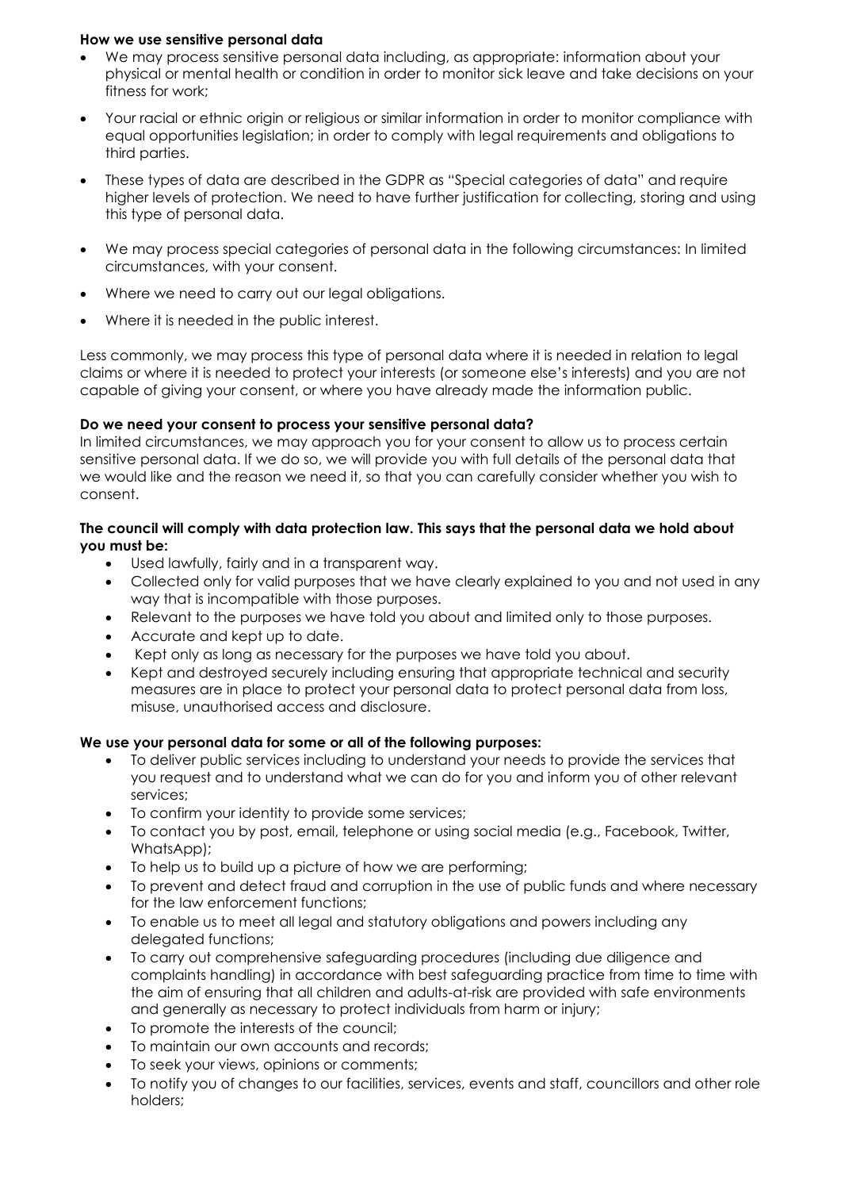**How we use sensitive personal data**

- We may process sensitive personal data including, as appropriate: information about your physical or mental health or condition in order to monitor sick leave and take decisions on your fitness for work;
- Your racial or ethnic origin or religious or similar information in order to monitor compliance with equal opportunities legislation; in order to comply with legal requirements and obligations to third parties.
- These types of data are described in the GDPR as "Special categories of data" and require higher levels of protection. We need to have further justification for collecting, storing and using this type of personal data.
- We may process special categories of personal data in the following circumstances: In limited circumstances, with your consent.
- Where we need to carry out our legal obligations.
- Where it is needed in the public interest.

Less commonly, we may process this type of personal data where it is needed in relation to legal claims or where it is needed to protect your interests (or someone else's interests) and you are not capable of giving your consent, or where you have already made the information public.

**Do we need your consent to process your sensitive personal data?**

In limited circumstances, we may approach you for your consent to allow us to process certain sensitive personal data. If we do so, we will provide you with full details of the personal data that we would like and the reason we need it, so that you can carefully consider whether you wish to consent.

**The council will comply with data protection law. This says that the personal data we hold about you must be:**

- Used lawfully, fairly and in a transparent way.
- Collected only for valid purposes that we have clearly explained to you and not used in any way that is incompatible with those purposes.
- Relevant to the purposes we have told you about and limited only to those purposes.
- Accurate and kept up to date.
- Kept only as long as necessary for the purposes we have told you about.
- Kept and destroyed securely including ensuring that appropriate technical and security measures are in place to protect your personal data to protect personal data from loss, misuse, unauthorised access and disclosure.

**We use your personal data for some or all of the following purposes:**

- To deliver public services including to understand your needs to provide the services that you request and to understand what we can do for you and inform you of other relevant services;
- To confirm your identity to provide some services;
- To contact you by post, email, telephone or using social media (e.g., Facebook, Twitter, WhatsApp);
- To help us to build up a picture of how we are performing;
- To prevent and detect fraud and corruption in the use of public funds and where necessary for the law enforcement functions;
- To enable us to meet all legal and statutory obligations and powers including any delegated functions;
- To carry out comprehensive safeguarding procedures (including due diligence and complaints handling) in accordance with best safeguarding practice from time to time with the aim of ensuring that all children and adults-at-risk are provided with safe environments and generally as necessary to protect individuals from harm or injury;
- To promote the interests of the council;
- To maintain our own accounts and records;
- To seek your views, opinions or comments;
- To notify you of changes to our facilities, services, events and staff, councillors and other role holders;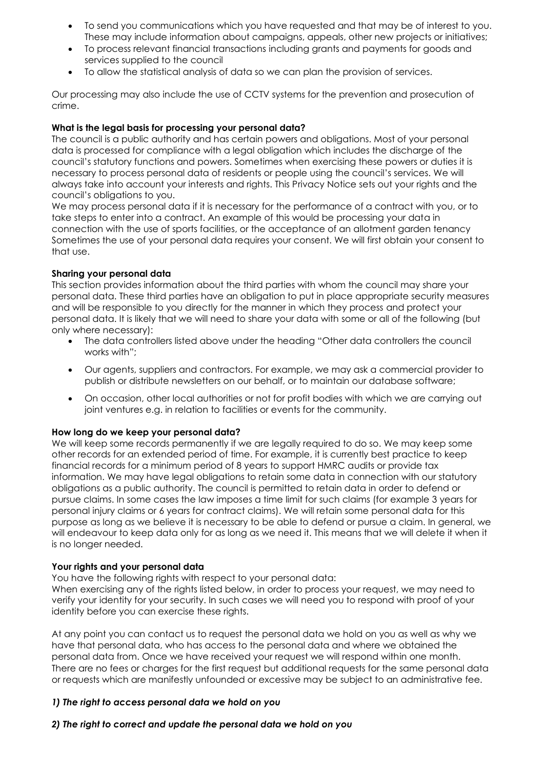- To send you communications which you have requested and that may be of interest to you. These may include information about campaigns, appeals, other new projects or initiatives;
- To process relevant financial transactions including grants and payments for goods and services supplied to the council
- To allow the statistical analysis of data so we can plan the provision of services.

Our processing may also include the use of CCTV systems for the prevention and prosecution of crime.

**What is the legal basis for processing your personal data?**

The council is a public authority and has certain powers and obligations. Most of your personal data is processed for compliance with a legal obligation which includes the discharge of the council's statutory functions and powers. Sometimes when exercising these powers or duties it is necessary to process personal data of residents or people using the council's services. We will always take into account your interests and rights. This Privacy Notice sets out your rights and the council's obligations to you.

We may process personal data if it is necessary for the performance of a contract with you, or to take steps to enter into a contract. An example of this would be processing your data in connection with the use of sports facilities, or the acceptance of an allotment garden tenancy Sometimes the use of your personal data requires your consent. We will first obtain your consent to that use.

**Sharing your personal data**

This section provides information about the third parties with whom the council may share your personal data. These third parties have an obligation to put in place appropriate security measures and will be responsible to you directly for the manner in which they process and protect your personal data. It is likely that we will need to share your data with some or all of the following (but only where necessary):

- The data controllers listed above under the heading "Other data controllers the council works with";
- Our agents, suppliers and contractors. For example, we may ask a commercial provider to publish or distribute newsletters on our behalf, or to maintain our database software;
- On occasion, other local authorities or not for profit bodies with which we are carrying out joint ventures e.g. in relation to facilities or events for the community.

**How long do we keep your personal data?**

We will keep some records permanently if we are legally required to do so. We may keep some other records for an extended period of time. For example, it is currently best practice to keep financial records for a minimum period of 8 years to support HMRC audits or provide tax information. We may have legal obligations to retain some data in connection with our statutory obligations as a public authority. The council is permitted to retain data in order to defend or pursue claims. In some cases the law imposes a time limit for such claims (for example 3 years for personal injury claims or 6 years for contract claims). We will retain some personal data for this purpose as long as we believe it is necessary to be able to defend or pursue a claim. In general, we will endeavour to keep data only for as long as we need it. This means that we will delete it when it is no longer needed.

**Your rights and your personal data**

You have the following rights with respect to your personal data:

When exercising any of the rights listed below, in order to process your request, we may need to verify your identity for your security. In such cases we will need you to respond with proof of your identity before you can exercise these rights.

At any point you can contact us to request the personal data we hold on you as well as why we have that personal data, who has access to the personal data and where we obtained the personal data from. Once we have received your request we will respond within one month. There are no fees or charges for the first request but additional requests for the same personal data or requests which are manifestly unfounded or excessive may be subject to an administrative fee.

***1) The right to access personal data we hold on you***

***2) The right to correct and update the personal data we hold on you***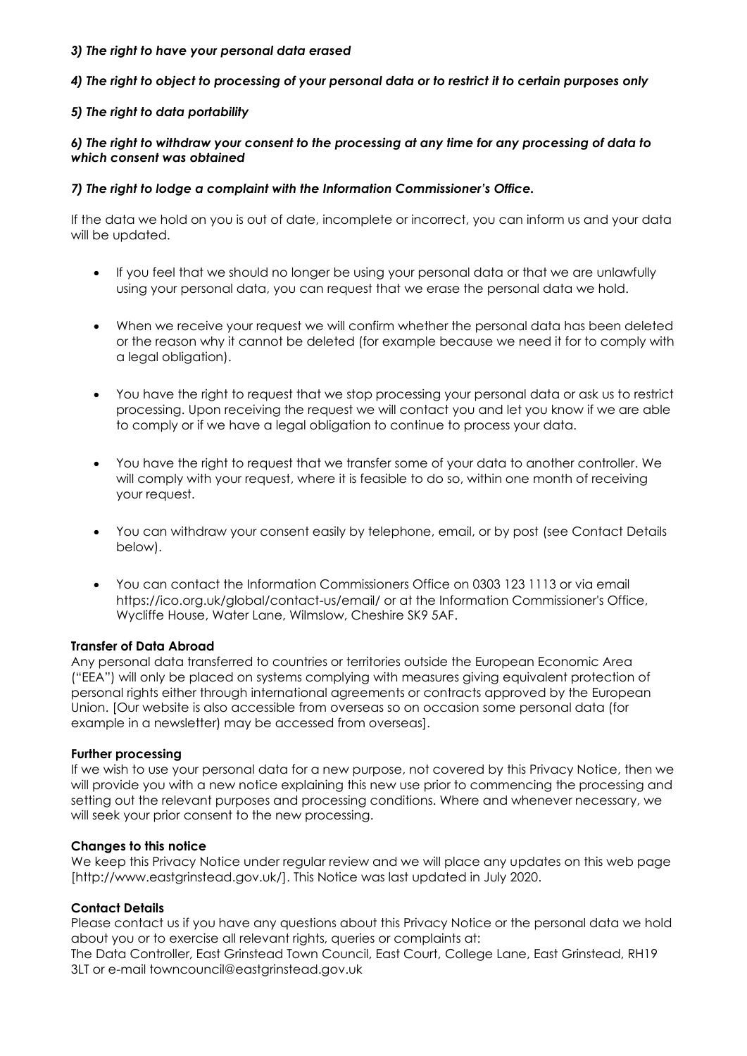***3) The right to have your personal data erased***

***4) The right to object to processing of your personal data or to restrict it to certain purposes only***

***5) The right to data portability***

***6) The right to withdraw your consent to the processing at any time for any processing of data to which consent was obtained***

***7) The right to lodge a complaint with the Information Commissioner's Office.***

If the data we hold on you is out of date, incomplete or incorrect, you can inform us and your data will be updated.

- If you feel that we should no longer be using your personal data or that we are unlawfully using your personal data, you can request that we erase the personal data we hold.
- When we receive your request we will confirm whether the personal data has been deleted or the reason why it cannot be deleted (for example because we need it for to comply with a legal obligation).
- You have the right to request that we stop processing your personal data or ask us to restrict processing. Upon receiving the request we will contact you and let you know if we are able to comply or if we have a legal obligation to continue to process your data.
- You have the right to request that we transfer some of your data to another controller. We will comply with your request, where it is feasible to do so, within one month of receiving your request.
- You can withdraw your consent easily by telephone, email, or by post (see Contact Details below).
- You can contact the Information Commissioners Office on 0303 123 1113 or via email https://ico.org.uk/global/contact-us/email/ or at the Information Commissioner's Office, Wycliffe House, Water Lane, Wilmslow, Cheshire SK9 5AF.

**Transfer of Data Abroad**

Any personal data transferred to countries or territories outside the European Economic Area ("EEA") will only be placed on systems complying with measures giving equivalent protection of personal rights either through international agreements or contracts approved by the European Union. [Our website is also accessible from overseas so on occasion some personal data (for example in a newsletter) may be accessed from overseas].

**Further processing**

If we wish to use your personal data for a new purpose, not covered by this Privacy Notice, then we will provide you with a new notice explaining this new use prior to commencing the processing and setting out the relevant purposes and processing conditions. Where and whenever necessary, we will seek your prior consent to the new processing.

**Changes to this notice**

We keep this Privacy Notice under regular review and we will place any updates on this web page [http://www.eastgrinstead.gov.uk/]. This Notice was last updated in July 2020.

**Contact Details**

Please contact us if you have any questions about this Privacy Notice or the personal data we hold about you or to exercise all relevant rights, queries or complaints at:
The Data Controller, East Grinstead Town Council, East Court, College Lane, East Grinstead, RH19 3LT or e-mail towncouncil@eastgrinstead.gov.uk